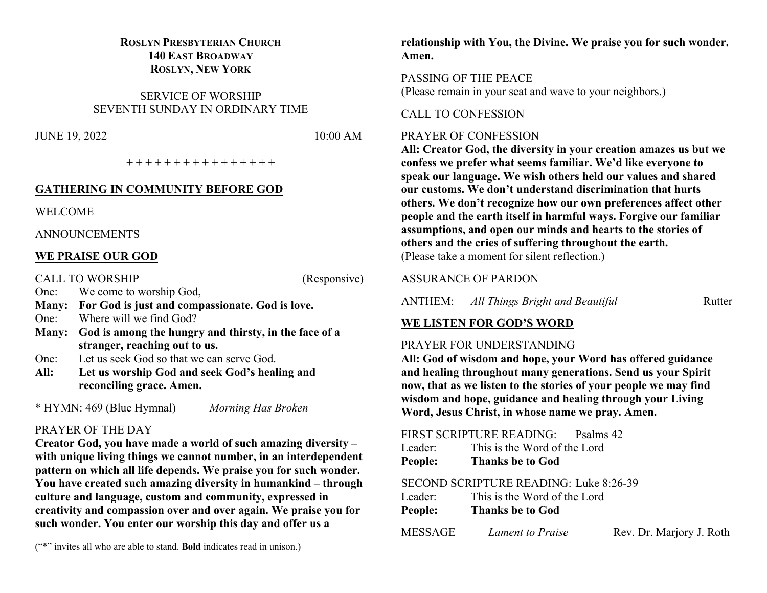**ROSLYN PRESBYTERIAN CHURCH**
**140 EAST BROADWAY**
**ROSLYN, NEW YORK**

SERVICE OF WORSHIP
SEVENTH SUNDAY IN ORDINARY TIME

JUNE 19, 2022 10:00 AM

+ + + + + + + + + + + + + + + +

## GATHERING IN COMMUNITY BEFORE GOD

WELCOME

ANNOUNCEMENTS

## WE PRAISE OUR GOD

CALL TO WORSHIP (Responsive)

One: We come to worship God,
**Many: For God is just and compassionate. God is love.**
One: Where will we find God?
**Many: God is among the hungry and thirsty, in the face of a stranger, reaching out to us.**
One: Let us seek God so that we can serve God.
**All: Let us worship God and seek God's healing and reconciling grace. Amen.**

* HYMN: 469 (Blue Hymnal) *Morning Has Broken*

PRAYER OF THE DAY
**Creator God, you have made a world of such amazing diversity – with unique living things we cannot number, in an interdependent pattern on which all life depends. We praise you for such wonder. You have created such amazing diversity in humankind – through culture and language, custom and community, expressed in creativity and compassion over and over again. We praise you for such wonder. You enter our worship this day and offer us a relationship with You, the Divine. We praise you for such wonder. Amen.**

PASSING OF THE PEACE
(Please remain in your seat and wave to your neighbors.)

CALL TO CONFESSION

PRAYER OF CONFESSION
**All: Creator God, the diversity in your creation amazes us but we confess we prefer what seems familiar. We'd like everyone to speak our language. We wish others held our values and shared our customs. We don't understand discrimination that hurts others. We don't recognize how our own preferences affect other people and the earth itself in harmful ways. Forgive our familiar assumptions, and open our minds and hearts to the stories of others and the cries of suffering throughout the earth.**
(Please take a moment for silent reflection.)

ASSURANCE OF PARDON

ANTHEM: *All Things Bright and Beautiful* Rutter

## WE LISTEN FOR GOD'S WORD

PRAYER FOR UNDERSTANDING
**All: God of wisdom and hope, your Word has offered guidance and healing throughout many generations. Send us your Spirit now, that as we listen to the stories of your people we may find wisdom and hope, guidance and healing through your Living Word, Jesus Christ, in whose name we pray. Amen.**

FIRST SCRIPTURE READING: Psalms 42
Leader: This is the Word of the Lord
**People: Thanks be to God**

SECOND SCRIPTURE READING: Luke 8:26-39
Leader: This is the Word of the Lord
**People: Thanks be to God**

MESSAGE *Lament to Praise* Rev. Dr. Marjory J. Roth

("*" invites all who are able to stand. **Bold** indicates read in unison.)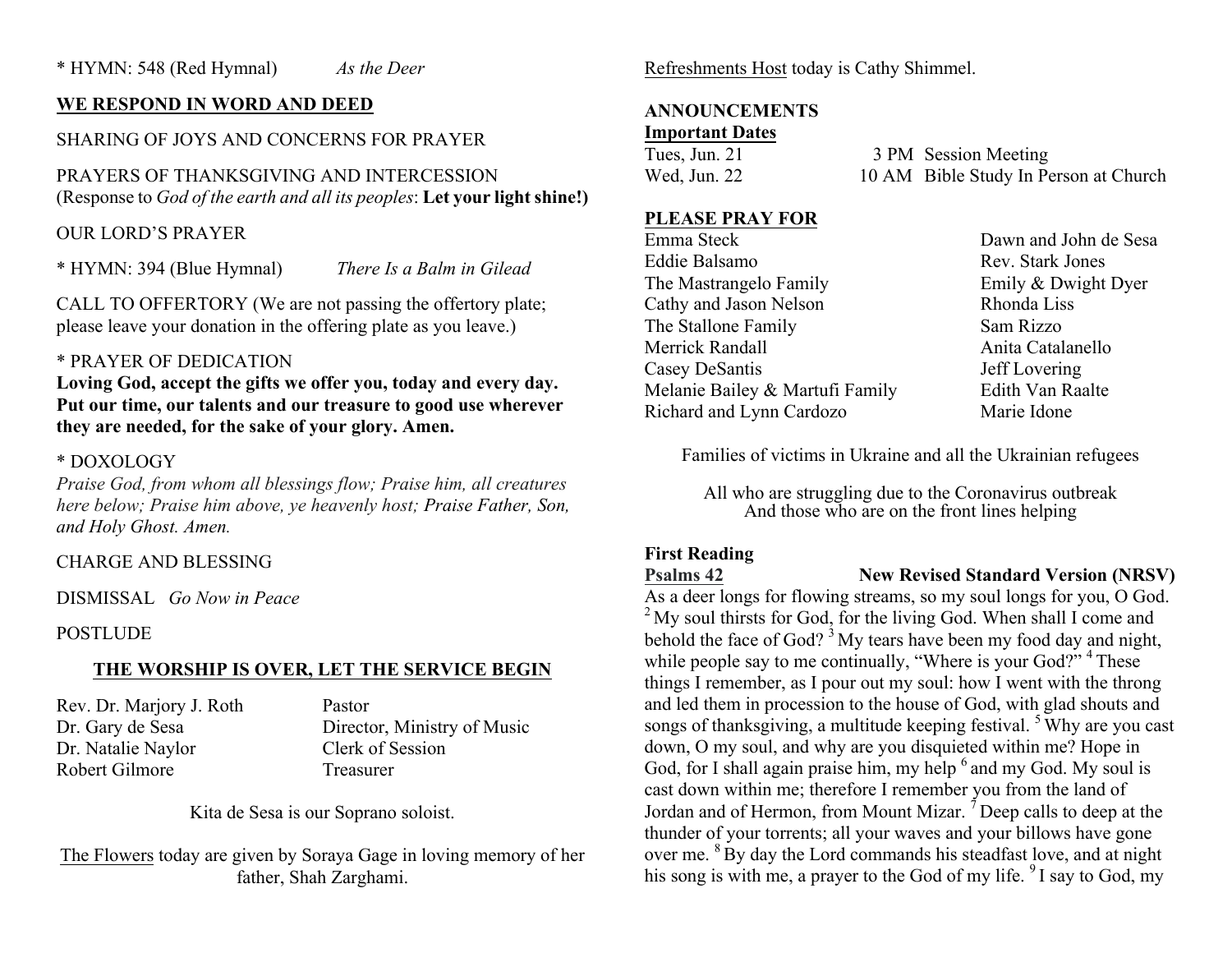\* HYMN: 548 (Red Hymnal) *As the Deer*

**WE RESPOND IN WORD AND DEED**

SHARING OF JOYS AND CONCERNS FOR PRAYER

PRAYERS OF THANKSGIVING AND INTERCESSION
(Response to *God of the earth and all its peoples*: **Let your light shine!)**

OUR LORD'S PRAYER

\* HYMN: 394 (Blue Hymnal) *There Is a Balm in Gilead*

CALL TO OFFERTORY (We are not passing the offertory plate; please leave your donation in the offering plate as you leave.)

\* PRAYER OF DEDICATION
**Loving God, accept the gifts we offer you, today and every day. Put our time, our talents and our treasure to good use wherever they are needed, for the sake of your glory. Amen.**

\* DOXOLOGY
*Praise God, from whom all blessings flow; Praise him, all creatures here below; Praise him above, ye heavenly host; Praise Father, Son, and Holy Ghost. Amen.*

CHARGE AND BLESSING

DISMISSAL *Go Now in Peace*

POSTLUDE

**THE WORSHIP IS OVER, LET THE SERVICE BEGIN**

| | |
|---|---|
| Rev. Dr. Marjory J. Roth | Pastor |
| Dr. Gary de Sesa | Director, Ministry of Music |
| Dr. Natalie Naylor | Clerk of Session |
| Robert Gilmore | Treasurer |

Kita de Sesa is our Soprano soloist.

The Flowers today are given by Soraya Gage in loving memory of her father, Shah Zarghami.

Refreshments Host today is Cathy Shimmel.

**ANNOUNCEMENTS**
**Important Dates**

| | | |
|---|---|---|
| Tues, Jun. 21 | 3 PM | Session Meeting |
| Wed, Jun. 22 | 10 AM | Bible Study In Person at Church |

**PLEASE PRAY FOR**

| | |
|---|---|
| Emma Steck | Dawn and John de Sesa |
| Eddie Balsamo | Rev. Stark Jones |
| The Mastrangelo Family | Emily & Dwight Dyer |
| Cathy and Jason Nelson | Rhonda Liss |
| The Stallone Family | Sam Rizzo |
| Merrick Randall | Anita Catalanello |
| Casey DeSantis | Jeff Lovering |
| Melanie Bailey & Martufi Family | Edith Van Raalte |
| Richard and Lynn Cardozo | Marie Idone |

Families of victims in Ukraine and all the Ukrainian refugees

All who are struggling due to the Coronavirus outbreak
And those who are on the front lines helping

**First Reading**
**Psalms 42** **New Revised Standard Version (NRSV)**
As a deer longs for flowing streams, so my soul longs for you, O God. [2] My soul thirsts for God, for the living God. When shall I come and behold the face of God? [3] My tears have been my food day and night, while people say to me continually, "Where is your God?" [4] These things I remember, as I pour out my soul: how I went with the throng and led them in procession to the house of God, with glad shouts and songs of thanksgiving, a multitude keeping festival. [5] Why are you cast down, O my soul, and why are you disquieted within me? Hope in God, for I shall again praise him, my help [6] and my God. My soul is cast down within me; therefore I remember you from the land of Jordan and of Hermon, from Mount Mizar. [7] Deep calls to deep at the thunder of your torrents; all your waves and your billows have gone over me. [8] By day the Lord commands his steadfast love, and at night his song is with me, a prayer to the God of my life. [9] I say to God, my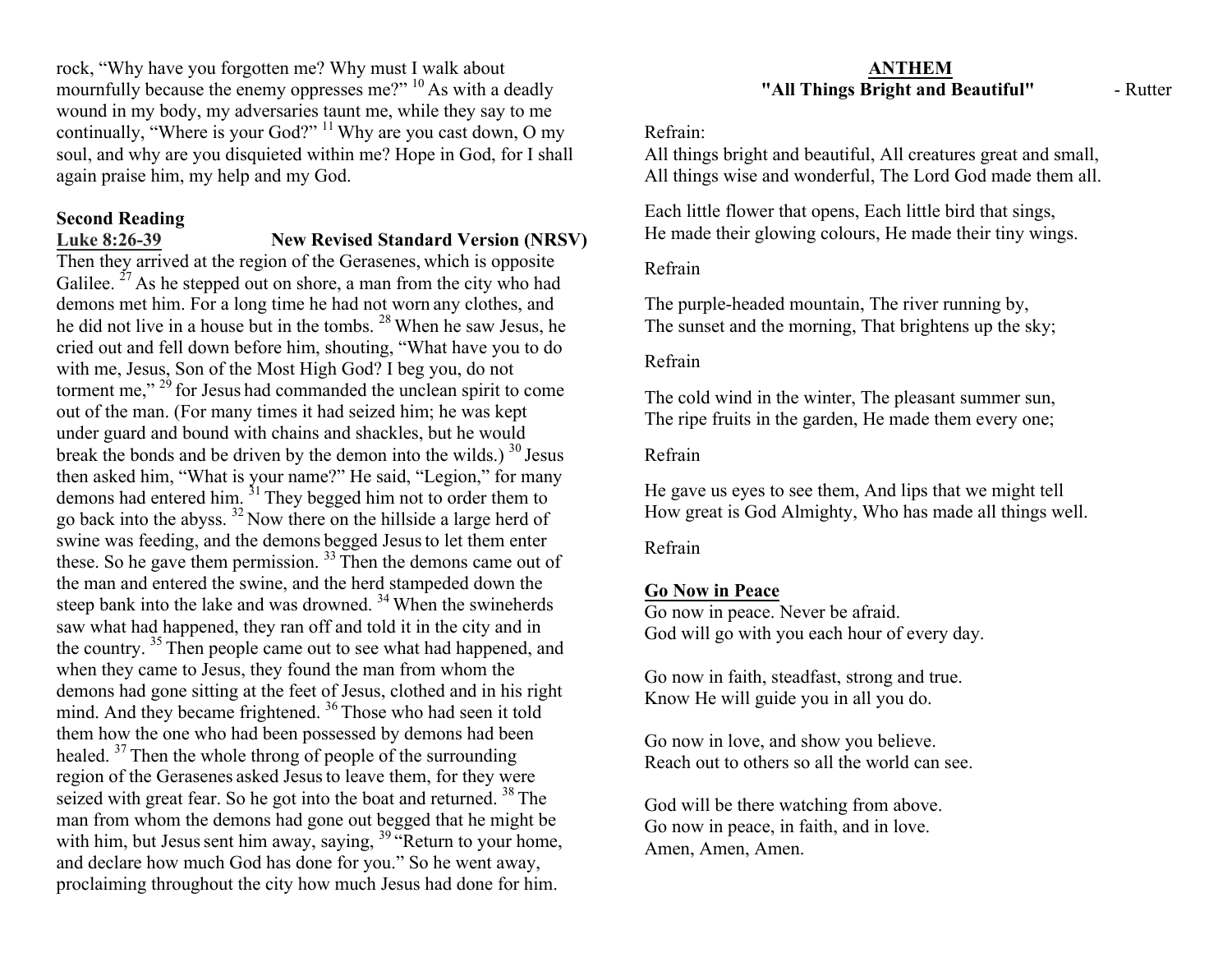rock, "Why have you forgotten me? Why must I walk about mournfully because the enemy oppresses me?" [10] As with a deadly wound in my body, my adversaries taunt me, while they say to me continually, "Where is your God?" [11] Why are you cast down, O my soul, and why are you disquieted within me? Hope in God, for I shall again praise him, my help and my God.

**Second Reading**

**Luke 8:26-39** **New Revised Standard Version (NRSV)**

Then they arrived at the region of the Gerasenes, which is opposite Galilee. [27] As he stepped out on shore, a man from the city who had demons met him. For a long time he had not worn any clothes, and he did not live in a house but in the tombs. [28] When he saw Jesus, he cried out and fell down before him, shouting, "What have you to do with me, Jesus, Son of the Most High God? I beg you, do not torment me," [29] for Jesus had commanded the unclean spirit to come out of the man. (For many times it had seized him; he was kept under guard and bound with chains and shackles, but he would break the bonds and be driven by the demon into the wilds.) [30] Jesus then asked him, "What is your name?" He said, "Legion," for many demons had entered him. [31] They begged him not to order them to go back into the abyss. [32] Now there on the hillside a large herd of swine was feeding, and the demons begged Jesus to let them enter these. So he gave them permission. [33] Then the demons came out of the man and entered the swine, and the herd stampeded down the steep bank into the lake and was drowned. [34] When the swineherds saw what had happened, they ran off and told it in the city and in the country. [35] Then people came out to see what had happened, and when they came to Jesus, they found the man from whom the demons had gone sitting at the feet of Jesus, clothed and in his right mind. And they became frightened. [36] Those who had seen it told them how the one who had been possessed by demons had been healed. [37] Then the whole throng of people of the surrounding region of the Gerasenes asked Jesus to leave them, for they were seized with great fear. So he got into the boat and returned. [38] The man from whom the demons had gone out begged that he might be with him, but Jesus sent him away, saying, [39] "Return to your home, and declare how much God has done for you." So he went away, proclaiming throughout the city how much Jesus had done for him.

## ANTHEM

**"All Things Bright and Beautiful"** - Rutter

Refrain:
All things bright and beautiful, All creatures great and small,
All things wise and wonderful, The Lord God made them all.

Each little flower that opens, Each little bird that sings,
He made their glowing colours, He made their tiny wings.

Refrain

The purple-headed mountain, The river running by,
The sunset and the morning, That brightens up the sky;

Refrain

The cold wind in the winter, The pleasant summer sun,
The ripe fruits in the garden, He made them every one;

Refrain

He gave us eyes to see them, And lips that we might tell
How great is God Almighty, Who has made all things well.

Refrain

**Go Now in Peace**

Go now in peace. Never be afraid.
God will go with you each hour of every day.

Go now in faith, steadfast, strong and true.
Know He will guide you in all you do.

Go now in love, and show you believe.
Reach out to others so all the world can see.

God will be there watching from above.
Go now in peace, in faith, and in love.
Amen, Amen, Amen.